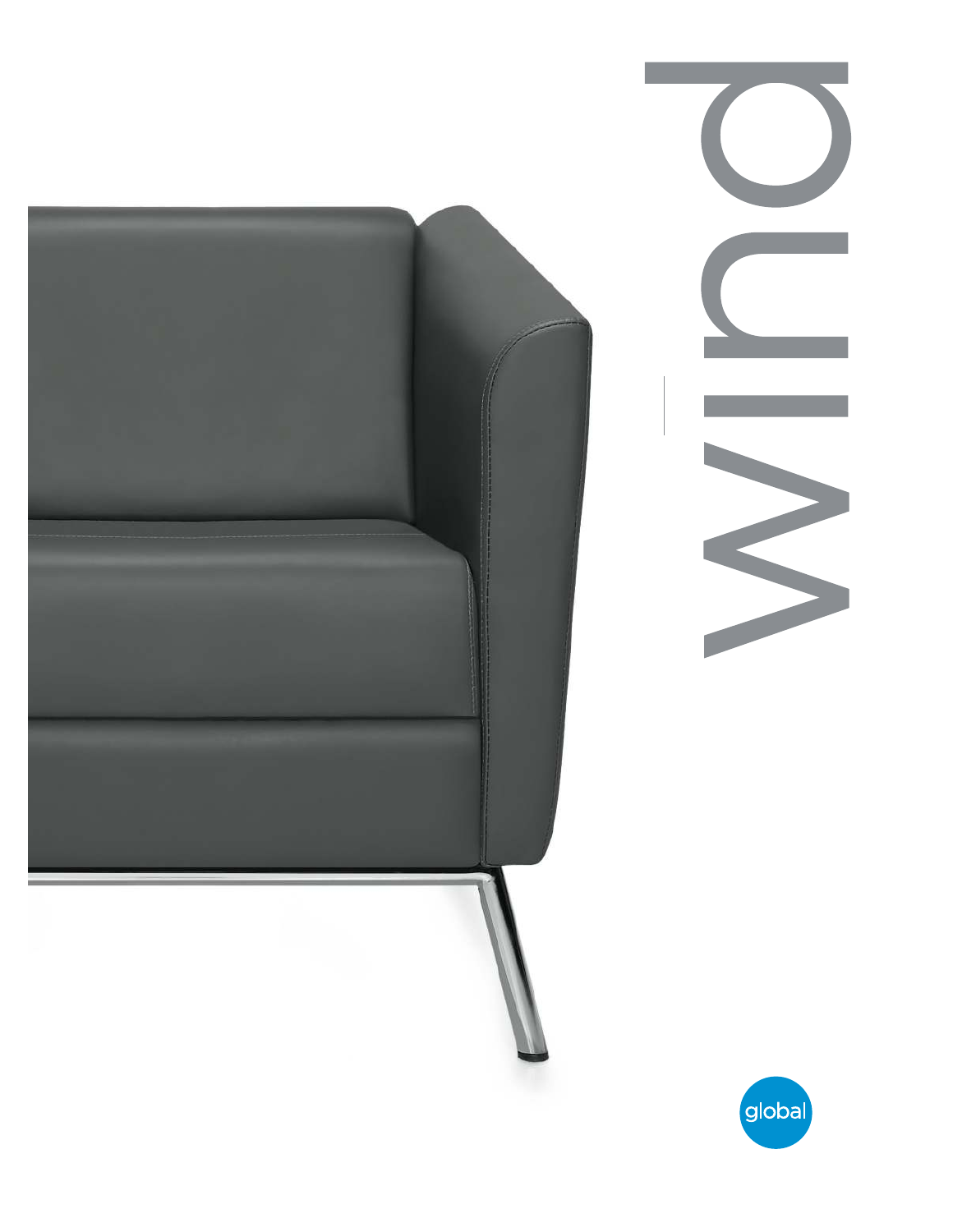# wind

global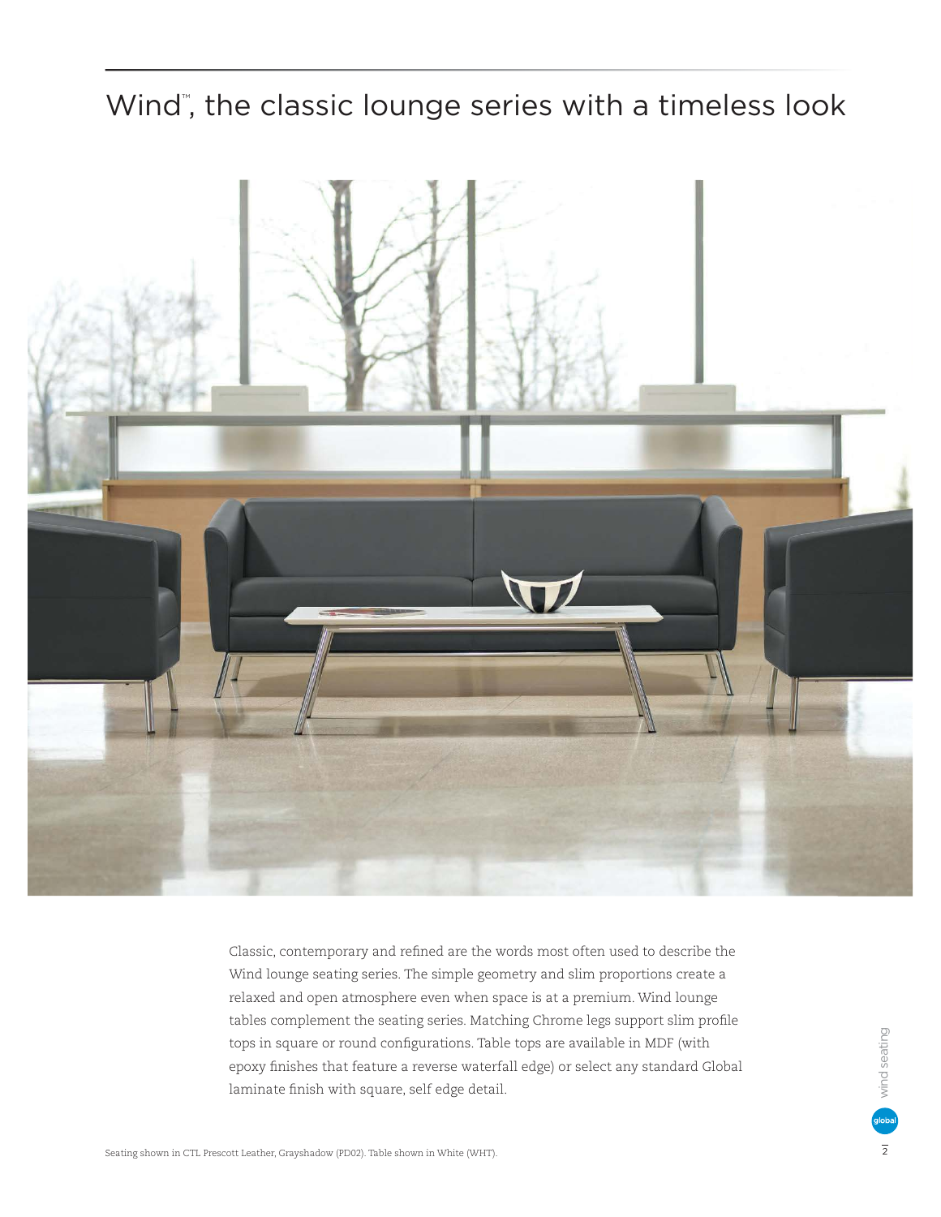# Wind™, the classic lounge series with a timeless look

Classic, contemporary and refined are the words most often used to describe the Wind lounge seating series. The simple geometry and slim proportions create a relaxed and open atmosphere even when space is at a premium. Wind lounge tables complement the seating series. Matching Chrome legs support slim profile tops in square or round configurations. Table tops are available in MDF (with epoxy finishes that feature a reverse waterfall edge) or select any standard Global laminate finish with square, self edge detail.

Seating shown in CTL Prescott Leather, Grayshadow (PD02). Table shown in White (WHT).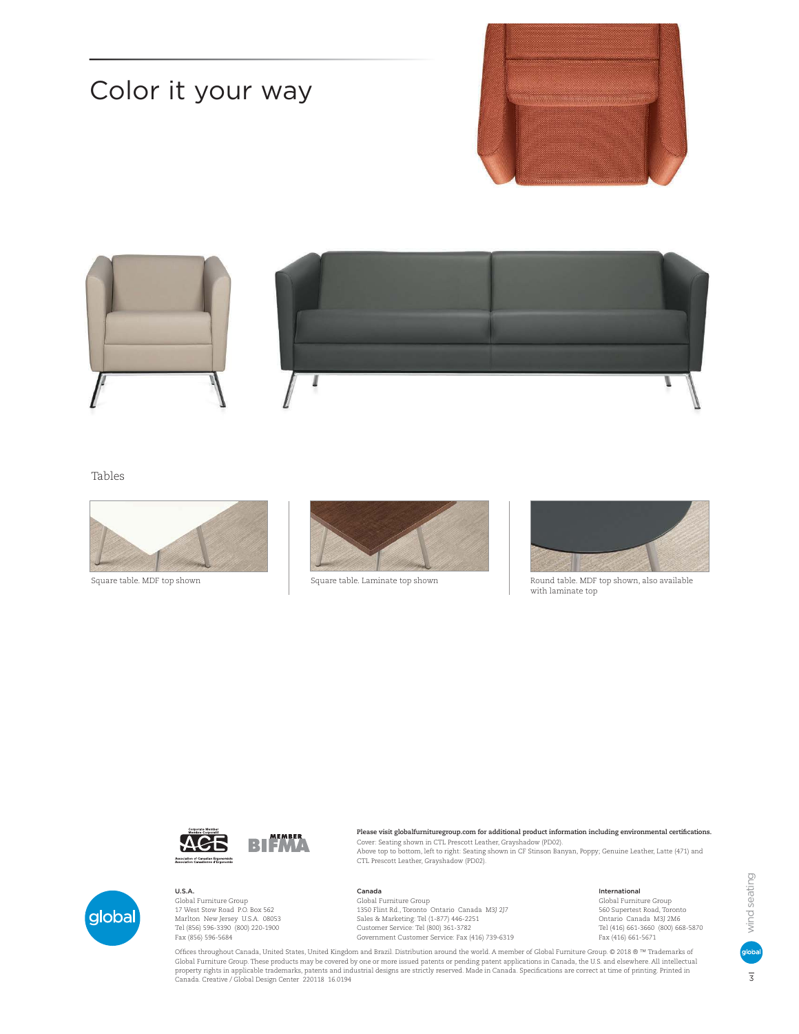# Color it your way

## Tables

Square table. MDF top shown

Square table. Laminate top shown

Round table. MDF top shown, also available with laminate top

**Please visit globalfurnituregroup.com for additional product information including environmental certifications.**

Cover: Seating shown in CTL Prescott Leather, Grayshadow (PD02).
Above top to bottom, left to right: Seating shown in CF Stinson Banyan, Poppy; Genuine Leather, Latte (471) and CTL Prescott Leather, Grayshadow (PD02).

**U.S.A.**
Global Furniture Group
17 West Stow Road P.O. Box 562
Marlton New Jersey U.S.A. 08053
Tel (856) 596-3390 (800) 220-1900
Fax (856) 596-5684

**Canada**
Global Furniture Group
1350 Flint Rd., Toronto Ontario Canada M3J 2J7
Sales & Marketing: Tel (1-877) 446-2251
Customer Service: Tel (800) 361-3782
Government Customer Service: Fax (416) 739-6319

**International**
Global Furniture Group
560 Supertest Road, Toronto
Ontario Canada M3J 2M6
Tel (416) 661-3660 (800) 668-5870
Fax (416) 661-5671

Offices throughout Canada, United States, United Kingdom and Brazil. Distribution around the world. A member of Global Furniture Group. © 2018 ® ™ Trademarks of Global Furniture Group. These products may be covered by one or more issued patents or pending patent applications in Canada, the U.S. and elsewhere. All intellectual property rights in applicable trademarks, patents and industrial designs are strictly reserved. Made in Canada. Specifications are correct at time of printing. Printed in Canada. Creative / Global Design Center 220118 16.0194